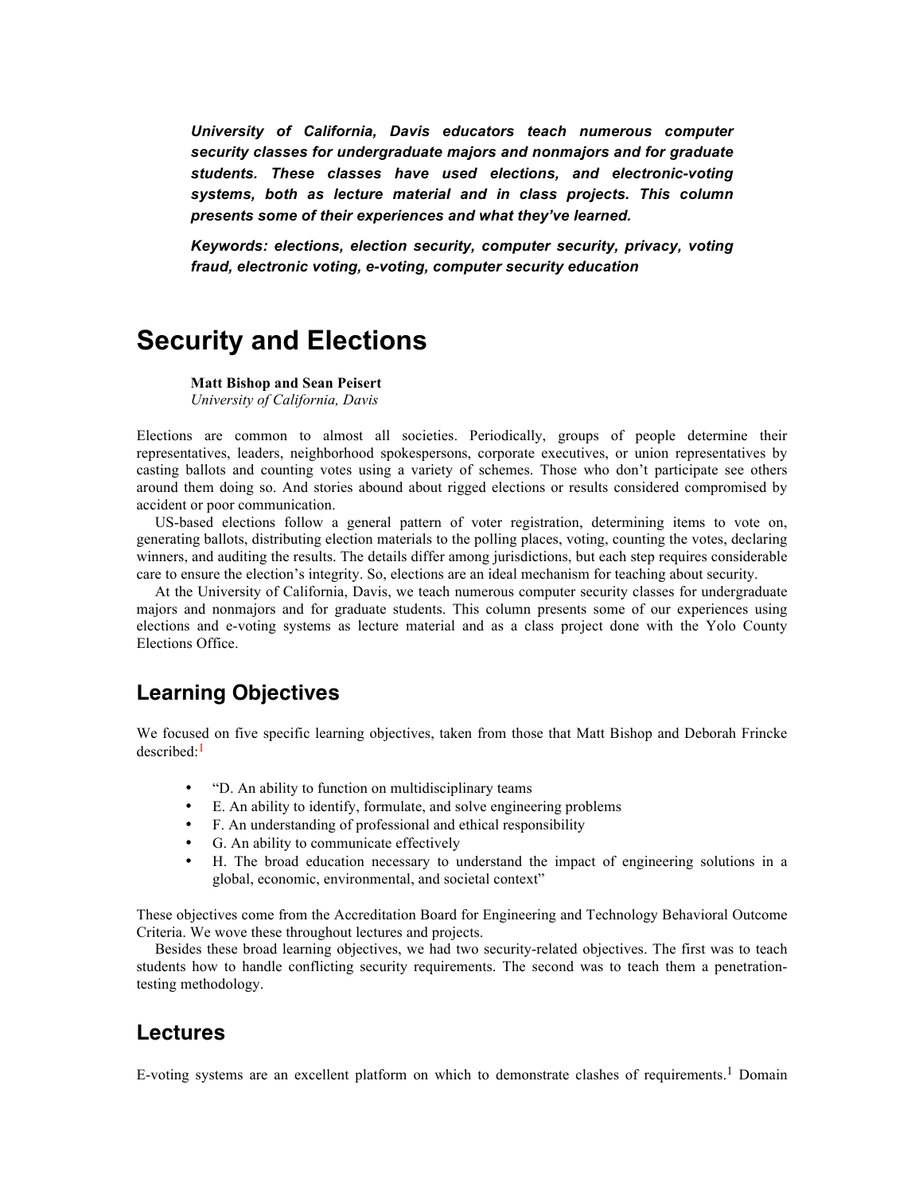***University of California, Davis educators teach numerous computer security classes for undergraduate majors and nonmajors and for graduate students. These classes have used elections, and electronic-voting systems, both as lecture material and in class projects. This column presents some of their experiences and what they've learned.***

***Keywords: elections, election security, computer security, privacy, voting fraud, electronic voting, e-voting, computer security education***

# Security and Elections

**Matt Bishop and Sean Peisert**
*University of California, Davis*

Elections are common to almost all societies. Periodically, groups of people determine their representatives, leaders, neighborhood spokespersons, corporate executives, or union representatives by casting ballots and counting votes using a variety of schemes. Those who don't participate see others around them doing so. And stories abound about rigged elections or results considered compromised by accident or poor communication.

US-based elections follow a general pattern of voter registration, determining items to vote on, generating ballots, distributing election materials to the polling places, voting, counting the votes, declaring winners, and auditing the results. The details differ among jurisdictions, but each step requires considerable care to ensure the election's integrity. So, elections are an ideal mechanism for teaching about security.

At the University of California, Davis, we teach numerous computer security classes for undergraduate majors and nonmajors and for graduate students. This column presents some of our experiences using elections and e-voting systems as lecture material and as a class project done with the Yolo County Elections Office.

## Learning Objectives

We focused on five specific learning objectives, taken from those that Matt Bishop and Deborah Frincke described:[1]

- "D. An ability to function on multidisciplinary teams
- E. An ability to identify, formulate, and solve engineering problems
- F. An understanding of professional and ethical responsibility
- G. An ability to communicate effectively
- H. The broad education necessary to understand the impact of engineering solutions in a global, economic, environmental, and societal context"

These objectives come from the Accreditation Board for Engineering and Technology Behavioral Outcome Criteria. We wove these throughout lectures and projects.

Besides these broad learning objectives, we had two security-related objectives. The first was to teach students how to handle conflicting security requirements. The second was to teach them a penetration-testing methodology.

## Lectures

E-voting systems are an excellent platform on which to demonstrate clashes of requirements.[1] Domain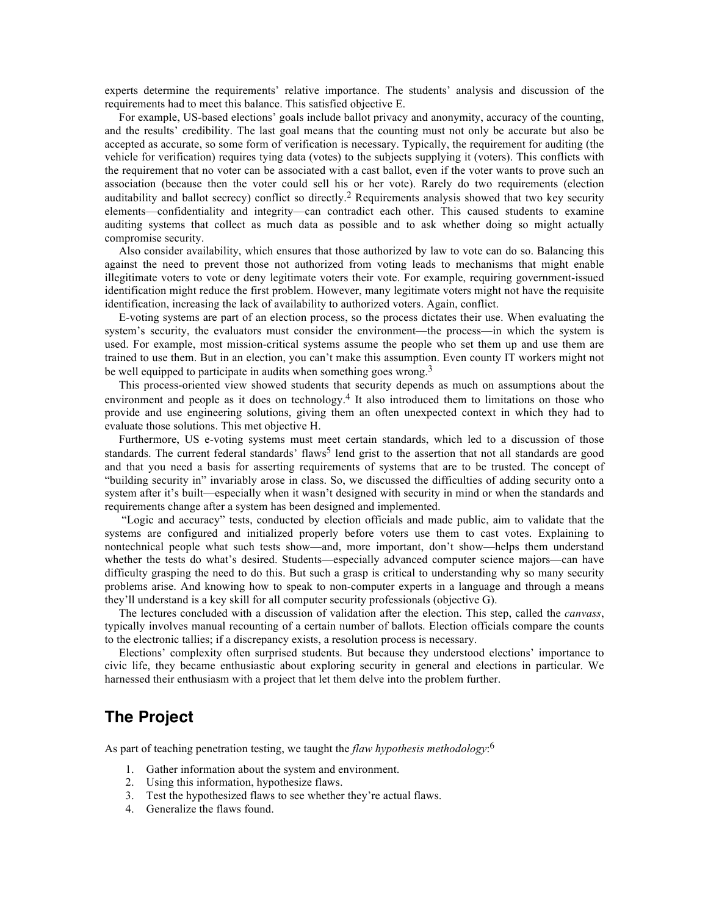experts determine the requirements' relative importance. The students' analysis and discussion of the requirements had to meet this balance. This satisfied objective E.

For example, US-based elections' goals include ballot privacy and anonymity, accuracy of the counting, and the results' credibility. The last goal means that the counting must not only be accurate but also be accepted as accurate, so some form of verification is necessary. Typically, the requirement for auditing (the vehicle for verification) requires tying data (votes) to the subjects supplying it (voters). This conflicts with the requirement that no voter can be associated with a cast ballot, even if the voter wants to prove such an association (because then the voter could sell his or her vote). Rarely do two requirements (election auditability and ballot secrecy) conflict so directly.[2] Requirements analysis showed that two key security elements—confidentiality and integrity—can contradict each other. This caused students to examine auditing systems that collect as much data as possible and to ask whether doing so might actually compromise security.

Also consider availability, which ensures that those authorized by law to vote can do so. Balancing this against the need to prevent those not authorized from voting leads to mechanisms that might enable illegitimate voters to vote or deny legitimate voters their vote. For example, requiring government-issued identification might reduce the first problem. However, many legitimate voters might not have the requisite identification, increasing the lack of availability to authorized voters. Again, conflict.

E-voting systems are part of an election process, so the process dictates their use. When evaluating the system's security, the evaluators must consider the environment—the process—in which the system is used. For example, most mission-critical systems assume the people who set them up and use them are trained to use them. But in an election, you can't make this assumption. Even county IT workers might not be well equipped to participate in audits when something goes wrong.[3]

This process-oriented view showed students that security depends as much on assumptions about the environment and people as it does on technology.[4] It also introduced them to limitations on those who provide and use engineering solutions, giving them an often unexpected context in which they had to evaluate those solutions. This met objective H.

Furthermore, US e-voting systems must meet certain standards, which led to a discussion of those standards. The current federal standards' flaws[5] lend grist to the assertion that not all standards are good and that you need a basis for asserting requirements of systems that are to be trusted. The concept of "building security in" invariably arose in class. So, we discussed the difficulties of adding security onto a system after it's built—especially when it wasn't designed with security in mind or when the standards and requirements change after a system has been designed and implemented.

"Logic and accuracy" tests, conducted by election officials and made public, aim to validate that the systems are configured and initialized properly before voters use them to cast votes. Explaining to nontechnical people what such tests show—and, more important, don't show—helps them understand whether the tests do what's desired. Students—especially advanced computer science majors—can have difficulty grasping the need to do this. But such a grasp is critical to understanding why so many security problems arise. And knowing how to speak to non-computer experts in a language and through a means they'll understand is a key skill for all computer security professionals (objective G).

The lectures concluded with a discussion of validation after the election. This step, called the *canvass*, typically involves manual recounting of a certain number of ballots. Election officials compare the counts to the electronic tallies; if a discrepancy exists, a resolution process is necessary.

Elections' complexity often surprised students. But because they understood elections' importance to civic life, they became enthusiastic about exploring security in general and elections in particular. We harnessed their enthusiasm with a project that let them delve into the problem further.

## The Project

As part of teaching penetration testing, we taught the *flaw hypothesis methodology*:[6]

1. Gather information about the system and environment.
2. Using this information, hypothesize flaws.
3. Test the hypothesized flaws to see whether they're actual flaws.
4. Generalize the flaws found.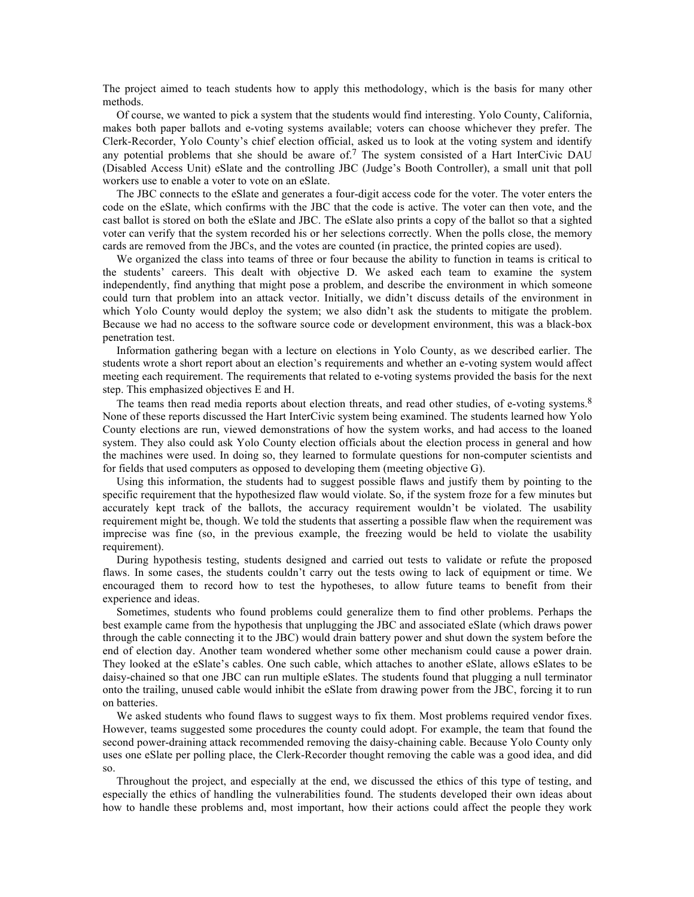The project aimed to teach students how to apply this methodology, which is the basis for many other methods.

Of course, we wanted to pick a system that the students would find interesting. Yolo County, California, makes both paper ballots and e-voting systems available; voters can choose whichever they prefer. The Clerk-Recorder, Yolo County's chief election official, asked us to look at the voting system and identify any potential problems that she should be aware of.[7] The system consisted of a Hart InterCivic DAU (Disabled Access Unit) eSlate and the controlling JBC (Judge's Booth Controller), a small unit that poll workers use to enable a voter to vote on an eSlate.

The JBC connects to the eSlate and generates a four-digit access code for the voter. The voter enters the code on the eSlate, which confirms with the JBC that the code is active. The voter can then vote, and the cast ballot is stored on both the eSlate and JBC. The eSlate also prints a copy of the ballot so that a sighted voter can verify that the system recorded his or her selections correctly. When the polls close, the memory cards are removed from the JBCs, and the votes are counted (in practice, the printed copies are used).

We organized the class into teams of three or four because the ability to function in teams is critical to the students' careers. This dealt with objective D. We asked each team to examine the system independently, find anything that might pose a problem, and describe the environment in which someone could turn that problem into an attack vector. Initially, we didn't discuss details of the environment in which Yolo County would deploy the system; we also didn't ask the students to mitigate the problem. Because we had no access to the software source code or development environment, this was a black-box penetration test.

Information gathering began with a lecture on elections in Yolo County, as we described earlier. The students wrote a short report about an election's requirements and whether an e-voting system would affect meeting each requirement. The requirements that related to e-voting systems provided the basis for the next step. This emphasized objectives E and H.

The teams then read media reports about election threats, and read other studies, of e-voting systems.[8] None of these reports discussed the Hart InterCivic system being examined. The students learned how Yolo County elections are run, viewed demonstrations of how the system works, and had access to the loaned system. They also could ask Yolo County election officials about the election process in general and how the machines were used. In doing so, they learned to formulate questions for non-computer scientists and for fields that used computers as opposed to developing them (meeting objective G).

Using this information, the students had to suggest possible flaws and justify them by pointing to the specific requirement that the hypothesized flaw would violate. So, if the system froze for a few minutes but accurately kept track of the ballots, the accuracy requirement wouldn't be violated. The usability requirement might be, though. We told the students that asserting a possible flaw when the requirement was imprecise was fine (so, in the previous example, the freezing would be held to violate the usability requirement).

During hypothesis testing, students designed and carried out tests to validate or refute the proposed flaws. In some cases, the students couldn't carry out the tests owing to lack of equipment or time. We encouraged them to record how to test the hypotheses, to allow future teams to benefit from their experience and ideas.

Sometimes, students who found problems could generalize them to find other problems. Perhaps the best example came from the hypothesis that unplugging the JBC and associated eSlate (which draws power through the cable connecting it to the JBC) would drain battery power and shut down the system before the end of election day. Another team wondered whether some other mechanism could cause a power drain. They looked at the eSlate's cables. One such cable, which attaches to another eSlate, allows eSlates to be daisy-chained so that one JBC can run multiple eSlates. The students found that plugging a null terminator onto the trailing, unused cable would inhibit the eSlate from drawing power from the JBC, forcing it to run on batteries.

We asked students who found flaws to suggest ways to fix them. Most problems required vendor fixes. However, teams suggested some procedures the county could adopt. For example, the team that found the second power-draining attack recommended removing the daisy-chaining cable. Because Yolo County only uses one eSlate per polling place, the Clerk-Recorder thought removing the cable was a good idea, and did so.

Throughout the project, and especially at the end, we discussed the ethics of this type of testing, and especially the ethics of handling the vulnerabilities found. The students developed their own ideas about how to handle these problems and, most important, how their actions could affect the people they work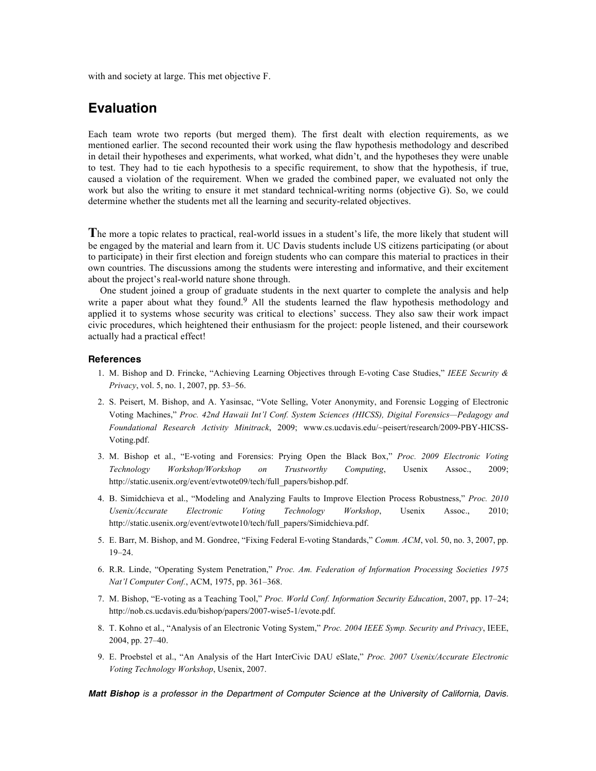with and society at large. This met objective F.

## Evaluation

Each team wrote two reports (but merged them). The first dealt with election requirements, as we mentioned earlier. The second recounted their work using the flaw hypothesis methodology and described in detail their hypotheses and experiments, what worked, what didn't, and the hypotheses they were unable to test. They had to tie each hypothesis to a specific requirement, to show that the hypothesis, if true, caused a violation of the requirement. When we graded the combined paper, we evaluated not only the work but also the writing to ensure it met standard technical-writing norms (objective G). So, we could determine whether the students met all the learning and security-related objectives.

**T**he more a topic relates to practical, real-world issues in a student's life, the more likely that student will be engaged by the material and learn from it. UC Davis students include US citizens participating (or about to participate) in their first election and foreign students who can compare this material to practices in their own countries. The discussions among the students were interesting and informative, and their excitement about the project's real-world nature shone through.

One student joined a group of graduate students in the next quarter to complete the analysis and help write a paper about what they found.[9] All the students learned the flaw hypothesis methodology and applied it to systems whose security was critical to elections' success. They also saw their work impact civic procedures, which heightened their enthusiasm for the project: people listened, and their coursework actually had a practical effect!

### References

1. M. Bishop and D. Frincke, "Achieving Learning Objectives through E-voting Case Studies," *IEEE Security & Privacy*, vol. 5, no. 1, 2007, pp. 53–56.
2. S. Peisert, M. Bishop, and A. Yasinsac, "Vote Selling, Voter Anonymity, and Forensic Logging of Electronic Voting Machines," *Proc. 42nd Hawaii Int'l Conf. System Sciences (HICSS), Digital Forensics—Pedagogy and Foundational Research Activity Minitrack*, 2009; www.cs.ucdavis.edu/~peisert/research/2009-PBY-HICSS-Voting.pdf.
3. M. Bishop et al., "E-voting and Forensics: Prying Open the Black Box," *Proc. 2009 Electronic Voting Technology Workshop/Workshop on Trustworthy Computing*, Usenix Assoc., 2009; http://static.usenix.org/event/evtwote09/tech/full_papers/bishop.pdf.
4. B. Simidchieva et al., "Modeling and Analyzing Faults to Improve Election Process Robustness," *Proc. 2010 Usenix/Accurate Electronic Voting Technology Workshop*, Usenix Assoc., 2010; http://static.usenix.org/event/evtwote10/tech/full_papers/Simidchieva.pdf.
5. E. Barr, M. Bishop, and M. Gondree, "Fixing Federal E-voting Standards," *Comm. ACM*, vol. 50, no. 3, 2007, pp. 19–24.
6. R.R. Linde, "Operating System Penetration," *Proc. Am. Federation of Information Processing Societies 1975 Nat'l Computer Conf.*, ACM, 1975, pp. 361–368.
7. M. Bishop, "E-voting as a Teaching Tool," *Proc. World Conf. Information Security Education*, 2007, pp. 17–24; http://nob.cs.ucdavis.edu/bishop/papers/2007-wise5-1/evote.pdf.
8. T. Kohno et al., "Analysis of an Electronic Voting System," *Proc. 2004 IEEE Symp. Security and Privacy*, IEEE, 2004, pp. 27–40.
9. E. Proebstel et al., "An Analysis of the Hart InterCivic DAU eSlate," *Proc. 2007 Usenix/Accurate Electronic Voting Technology Workshop*, Usenix, 2007.

***Matt Bishop*** *is a professor in the Department of Computer Science at the University of California, Davis.*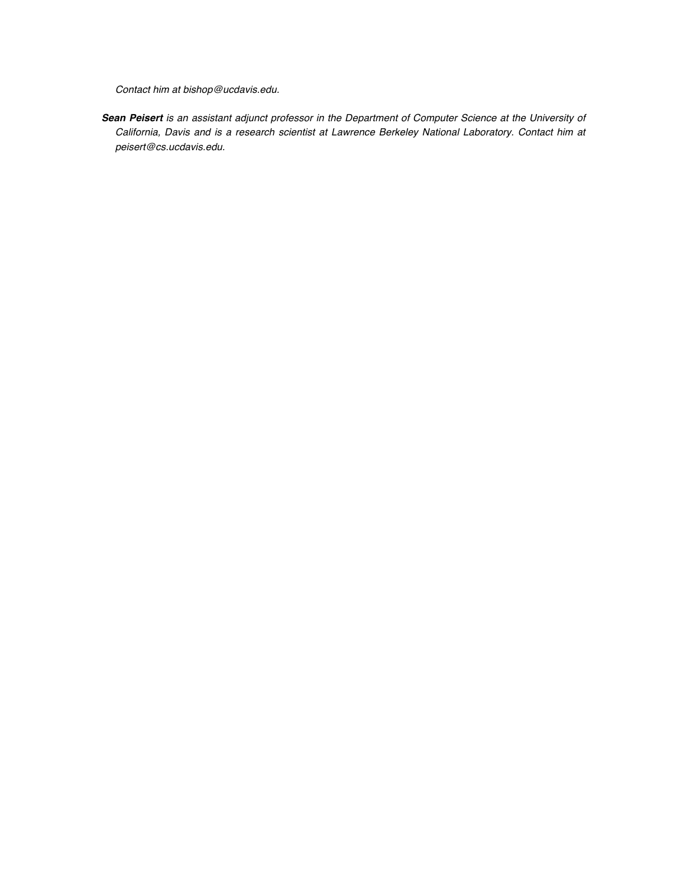*Contact him at bishop@ucdavis.edu.*

***Sean Peisert*** *is an assistant adjunct professor in the Department of Computer Science at the University of California, Davis and is a research scientist at Lawrence Berkeley National Laboratory. Contact him at peisert@cs.ucdavis.edu.*